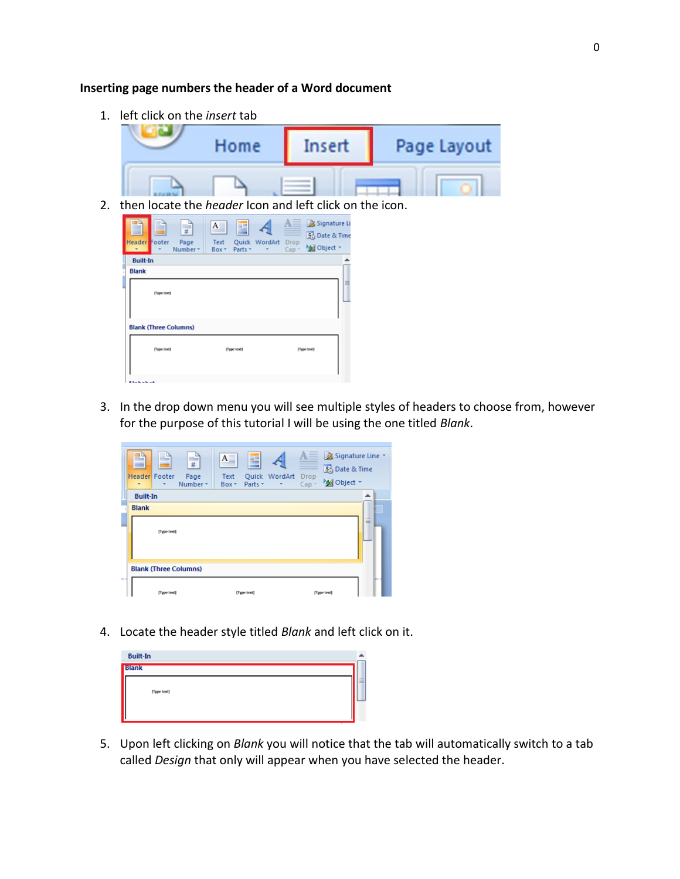**Inserting page numbers the header of a Word document**

1. left click on the *insert* tab
2. then locate the *header* Icon and left click on the icon.
3. In the drop down menu you will see multiple styles of headers to choose from, however for the purpose of this tutorial I will be using the one titled *Blank*.
4. Locate the header style titled *Blank* and left click on it.
5. Upon left clicking on *Blank* you will notice that the tab will automatically switch to a tab called *Design* that only will appear when you have selected the header.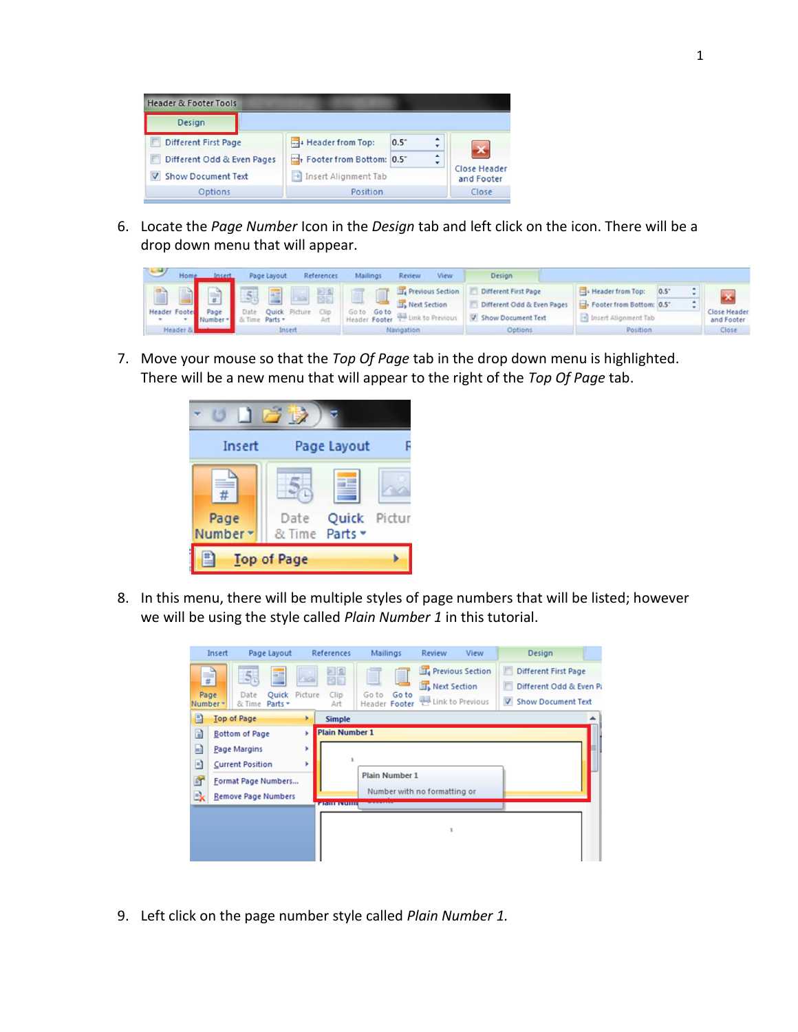6. Locate the *Page Number* Icon in the *Design* tab and left click on the icon. There will be a drop down menu that will appear.

7. Move your mouse so that the *Top Of Page* tab in the drop down menu is highlighted. There will be a new menu that will appear to the right of the *Top Of Page* tab.

8. In this menu, there will be multiple styles of page numbers that will be listed; however we will be using the style called *Plain Number 1* in this tutorial.

9. Left click on the page number style called *Plain Number 1.*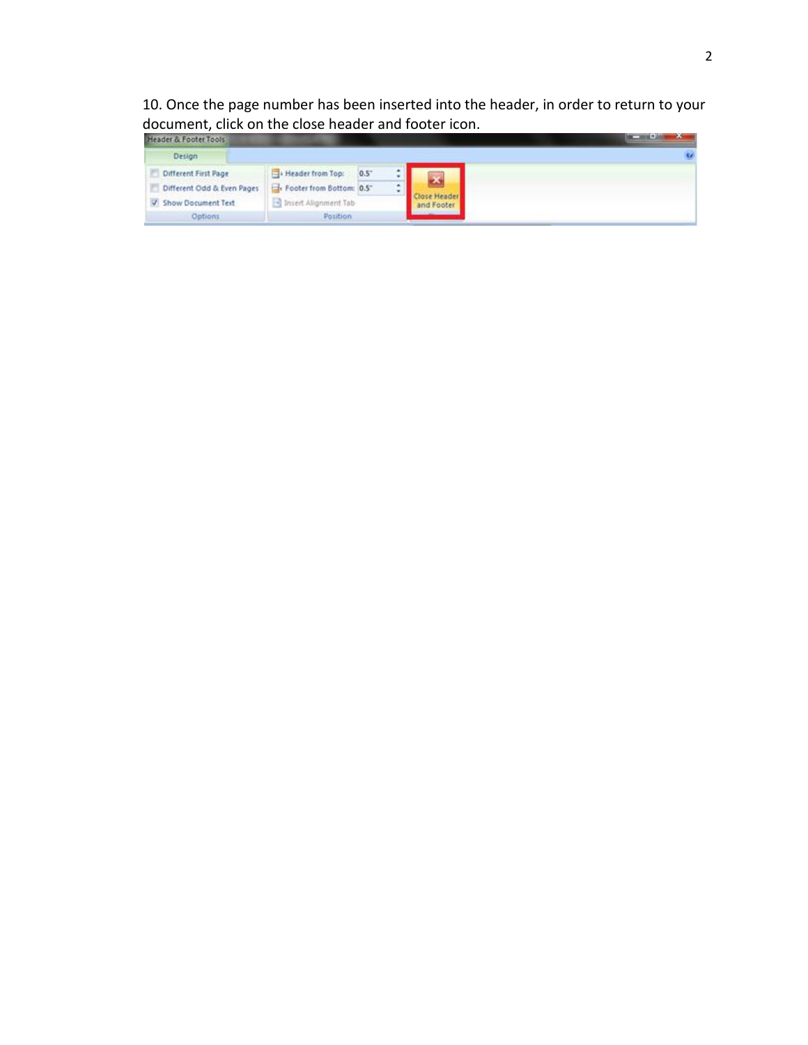10. Once the page number has been inserted into the header, in order to return to your document, click on the close header and footer icon.